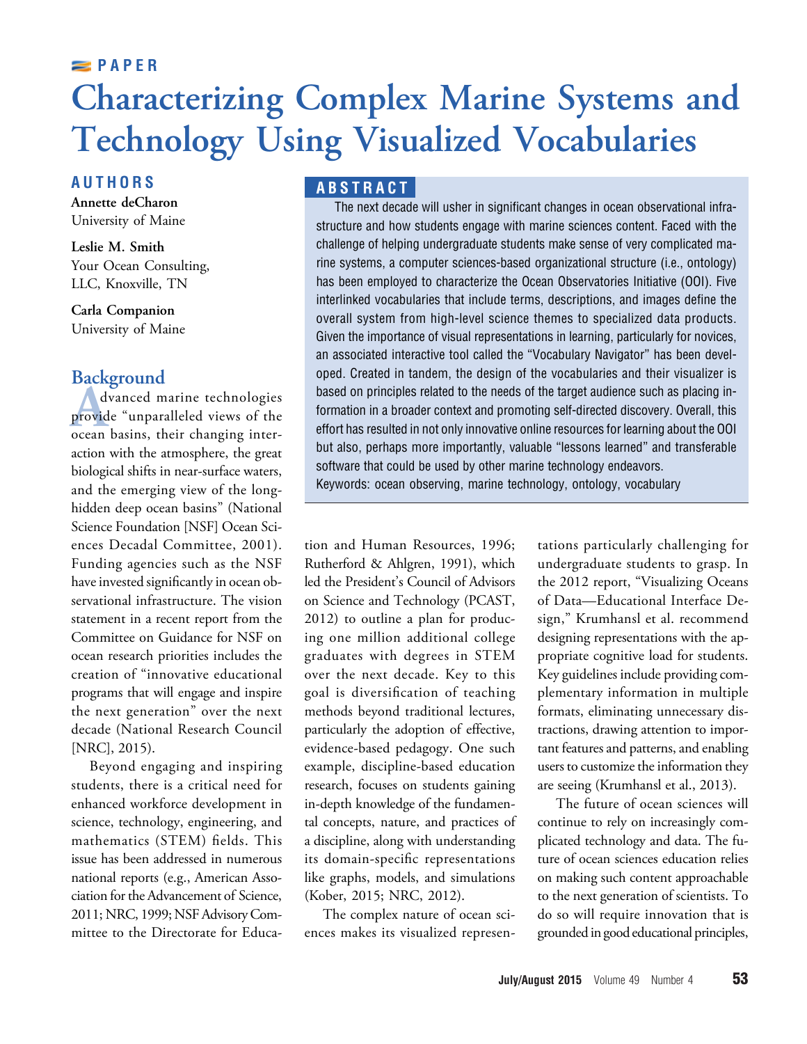PAPER

# Characterizing Complex Marine Systems and Technology Using Visualized Vocabularies

## AUTHORS

**Annette deCharon**
University of Maine

**Leslie M. Smith**
Your Ocean Consulting, LLC, Knoxville, TN

**Carla Companion**
University of Maine

## ABSTRACT

The next decade will usher in significant changes in ocean observational infrastructure and how students engage with marine sciences content. Faced with the challenge of helping undergraduate students make sense of very complicated marine systems, a computer sciences-based organizational structure (i.e., ontology) has been employed to characterize the Ocean Observatories Initiative (OOI). Five interlinked vocabularies that include terms, descriptions, and images define the overall system from high-level science themes to specialized data products. Given the importance of visual representations in learning, particularly for novices, an associated interactive tool called the "Vocabulary Navigator" has been developed. Created in tandem, the design of the vocabularies and their visualizer is based on principles related to the needs of the target audience such as placing information in a broader context and promoting self-directed discovery. Overall, this effort has resulted in not only innovative online resources for learning about the OOI but also, perhaps more importantly, valuable "lessons learned" and transferable software that could be used by other marine technology endeavors.

Keywords: ocean observing, marine technology, ontology, vocabulary

## Background

Advanced marine technologies provide "unparalleled views of the ocean basins, their changing interaction with the atmosphere, the great biological shifts in near-surface waters, and the emerging view of the long-hidden deep ocean basins" (National Science Foundation [NSF] Ocean Sciences Decadal Committee, 2001). Funding agencies such as the NSF have invested significantly in ocean observational infrastructure. The vision statement in a recent report from the Committee on Guidance for NSF on ocean research priorities includes the creation of "innovative educational programs that will engage and inspire the next generation" over the next decade (National Research Council [NRC], 2015).

Beyond engaging and inspiring students, there is a critical need for enhanced workforce development in science, technology, engineering, and mathematics (STEM) fields. This issue has been addressed in numerous national reports (e.g., American Association for the Advancement of Science, 2011; NRC, 1999; NSF Advisory Committee to the Directorate for Education and Human Resources, 1996; Rutherford & Ahlgren, 1991), which led the President's Council of Advisors on Science and Technology (PCAST, 2012) to outline a plan for producing one million additional college graduates with degrees in STEM over the next decade. Key to this goal is diversification of teaching methods beyond traditional lectures, particularly the adoption of effective, evidence-based pedagogy. One such example, discipline-based education research, focuses on students gaining in-depth knowledge of the fundamental concepts, nature, and practices of a discipline, along with understanding its domain-specific representations like graphs, models, and simulations (Kober, 2015; NRC, 2012).

The complex nature of ocean sciences makes its visualized representations particularly challenging for undergraduate students to grasp. In the 2012 report, "Visualizing Oceans of Data—Educational Interface Design," Krumhansl et al. recommend designing representations with the appropriate cognitive load for students. Key guidelines include providing complementary information in multiple formats, eliminating unnecessary distractions, drawing attention to important features and patterns, and enabling users to customize the information they are seeing (Krumhansl et al., 2013).

The future of ocean sciences will continue to rely on increasingly complicated technology and data. The future of ocean sciences education relies on making such content approachable to the next generation of scientists. To do so will require innovation that is grounded in good educational principles,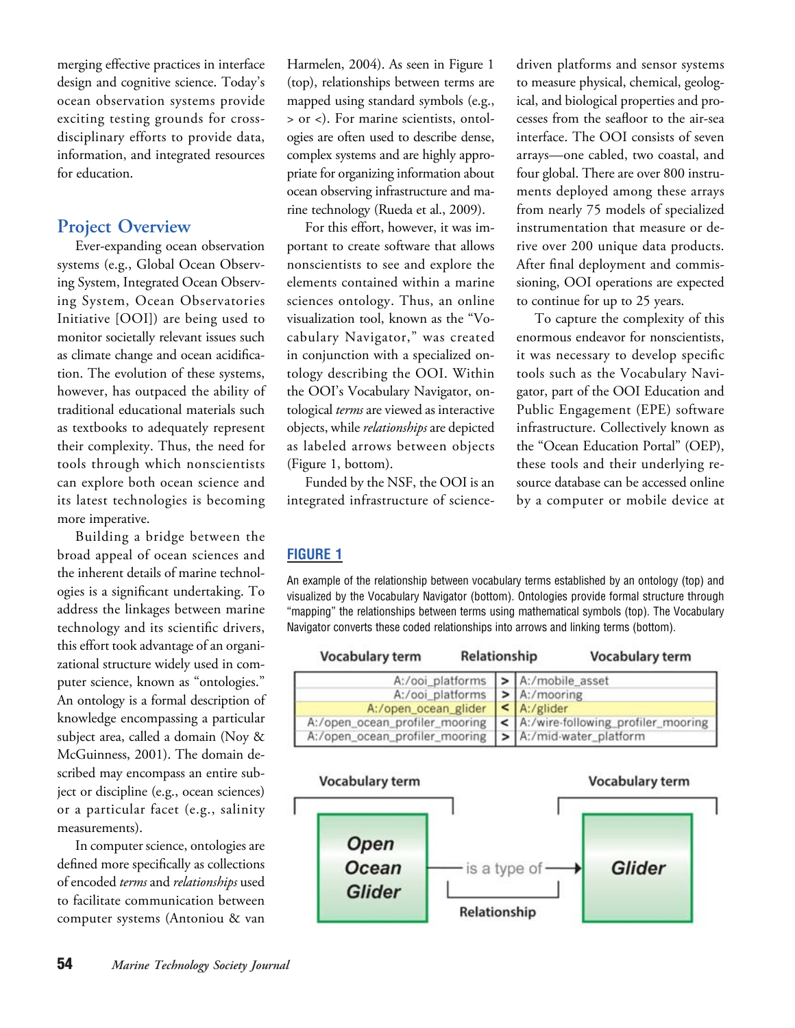merging effective practices in interface design and cognitive science. Today's ocean observation systems provide exciting testing grounds for cross-disciplinary efforts to provide data, information, and integrated resources for education.

## Project Overview

Ever-expanding ocean observation systems (e.g., Global Ocean Observing System, Integrated Ocean Observing System, Ocean Observatories Initiative [OOI]) are being used to monitor societally relevant issues such as climate change and ocean acidification. The evolution of these systems, however, has outpaced the ability of traditional educational materials such as textbooks to adequately represent their complexity. Thus, the need for tools through which nonscientists can explore both ocean science and its latest technologies is becoming more imperative.

Building a bridge between the broad appeal of ocean sciences and the inherent details of marine technologies is a significant undertaking. To address the linkages between marine technology and its scientific drivers, this effort took advantage of an organizational structure widely used in computer science, known as "ontologies." An ontology is a formal description of knowledge encompassing a particular subject area, called a domain (Noy & McGuinness, 2001). The domain described may encompass an entire subject or discipline (e.g., ocean sciences) or a particular facet (e.g., salinity measurements).

In computer science, ontologies are defined more specifically as collections of encoded *terms* and *relationships* used to facilitate communication between computer systems (Antoniou & van Harmelen, 2004). As seen in Figure 1 (top), relationships between terms are mapped using standard symbols (e.g., > or <). For marine scientists, ontologies are often used to describe dense, complex systems and are highly appropriate for organizing information about ocean observing infrastructure and marine technology (Rueda et al., 2009).

For this effort, however, it was important to create software that allows nonscientists to see and explore the elements contained within a marine sciences ontology. Thus, an online visualization tool, known as the "Vocabulary Navigator," was created in conjunction with a specialized ontology describing the OOI. Within the OOI's Vocabulary Navigator, ontological *terms* are viewed as interactive objects, while *relationships* are depicted as labeled arrows between objects (Figure 1, bottom).

Funded by the NSF, the OOI is an integrated infrastructure of science-driven platforms and sensor systems to measure physical, chemical, geological, and biological properties and processes from the seafloor to the air-sea interface. The OOI consists of seven arrays—one cabled, two coastal, and four global. There are over 800 instruments deployed among these arrays from nearly 75 models of specialized instrumentation that measure or derive over 200 unique data products. After final deployment and commissioning, OOI operations are expected to continue for up to 25 years.

To capture the complexity of this enormous endeavor for nonscientists, it was necessary to develop specific tools such as the Vocabulary Navigator, part of the OOI Education and Public Engagement (EPE) software infrastructure. Collectively known as the "Ocean Education Portal" (OEP), these tools and their underlying resource database can be accessed online by a computer or mobile device at

**FIGURE 1**

An example of the relationship between vocabulary terms established by an ontology (top) and visualized by the Vocabulary Navigator (bottom). Ontologies provide formal structure through "mapping" the relationships between terms using mathematical symbols (top). The Vocabulary Navigator converts these coded relationships into arrows and linking terms (bottom).

| Vocabulary term | Relationship | Vocabulary term |
|---|---|---|
| A:/ooi_platforms | > | A:/mobile_asset |
| A:/ooi_platforms | > | A:/mooring |
| A:/open_ocean_glider | < | A:/glider |
| A:/open_ocean_profiler_mooring | < | A:/wire-following_profiler_mooring |
| A:/open_ocean_profiler_mooring | > | A:/mid-water_platform |

Vocabulary term: **Open Ocean Glider** — Relationship: is a type of → Vocabulary term: **Glider**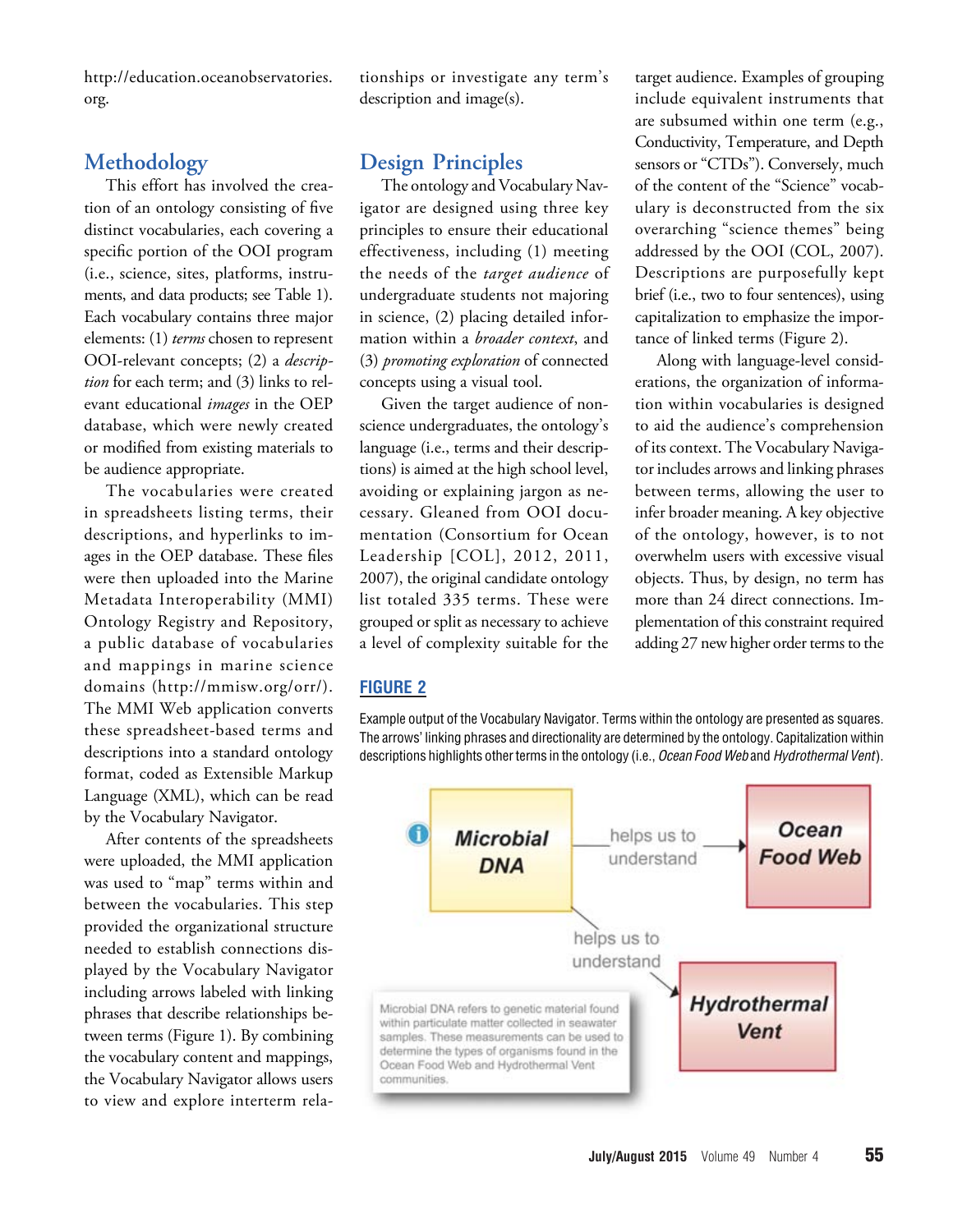http://education.oceanobservatories.org.

## Methodology

This effort has involved the creation of an ontology consisting of five distinct vocabularies, each covering a specific portion of the OOI program (i.e., science, sites, platforms, instruments, and data products; see Table 1). Each vocabulary contains three major elements: (1) *terms* chosen to represent OOI-relevant concepts; (2) a *description* for each term; and (3) links to relevant educational *images* in the OEP database, which were newly created or modified from existing materials to be audience appropriate.

The vocabularies were created in spreadsheets listing terms, their descriptions, and hyperlinks to images in the OEP database. These files were then uploaded into the Marine Metadata Interoperability (MMI) Ontology Registry and Repository, a public database of vocabularies and mappings in marine science domains (http://mmisw.org/orr/). The MMI Web application converts these spreadsheet-based terms and descriptions into a standard ontology format, coded as Extensible Markup Language (XML), which can be read by the Vocabulary Navigator.

After contents of the spreadsheets were uploaded, the MMI application was used to "map" terms within and between the vocabularies. This step provided the organizational structure needed to establish connections displayed by the Vocabulary Navigator including arrows labeled with linking phrases that describe relationships between terms (Figure 1). By combining the vocabulary content and mappings, the Vocabulary Navigator allows users to view and explore interterm relationships or investigate any term's description and image(s).

## Design Principles

The ontology and Vocabulary Navigator are designed using three key principles to ensure their educational effectiveness, including (1) meeting the needs of the *target audience* of undergraduate students not majoring in science, (2) placing detailed information within a *broader context*, and (3) *promoting exploration* of connected concepts using a visual tool.

Given the target audience of nonscience undergraduates, the ontology's language (i.e., terms and their descriptions) is aimed at the high school level, avoiding or explaining jargon as necessary. Gleaned from OOI documentation (Consortium for Ocean Leadership [COL], 2012, 2011, 2007), the original candidate ontology list totaled 335 terms. These were grouped or split as necessary to achieve a level of complexity suitable for the target audience. Examples of grouping include equivalent instruments that are subsumed within one term (e.g., Conductivity, Temperature, and Depth sensors or "CTDs"). Conversely, much of the content of the "Science" vocabulary is deconstructed from the six overarching "science themes" being addressed by the OOI (COL, 2007). Descriptions are purposefully kept brief (i.e., two to four sentences), using capitalization to emphasize the importance of linked terms (Figure 2).

Along with language-level considerations, the organization of information within vocabularies is designed to aid the audience's comprehension of its context. The Vocabulary Navigator includes arrows and linking phrases between terms, allowing the user to infer broader meaning. A key objective of the ontology, however, is to not overwhelm users with excessive visual objects. Thus, by design, no term has more than 24 direct connections. Implementation of this constraint required adding 27 new higher order terms to the

**FIGURE 2**

Example output of the Vocabulary Navigator. Terms within the ontology are presented as squares. The arrows' linking phrases and directionality are determined by the ontology. Capitalization within descriptions highlights other terms in the ontology (i.e., *Ocean Food Web* and *Hydrothermal Vent*).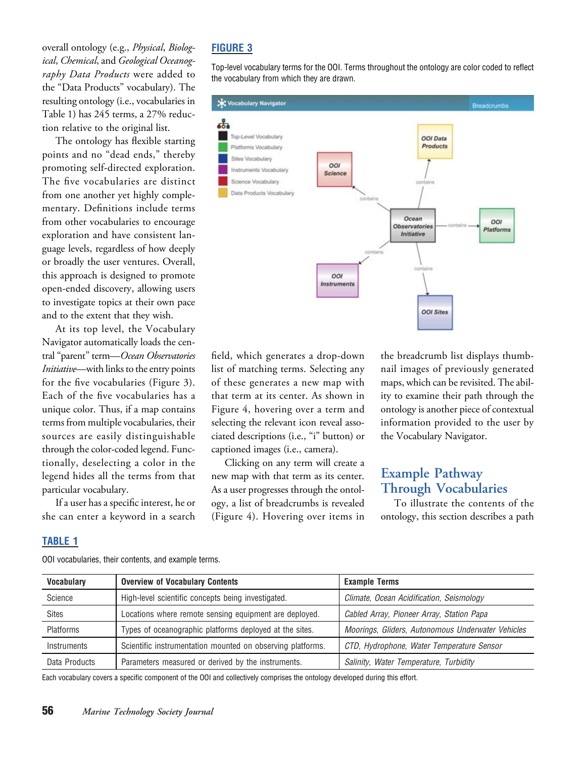overall ontology (e.g., *Physical*, *Biological*, *Chemical*, and *Geological Oceanography Data Products* were added to the "Data Products" vocabulary). The resulting ontology (i.e., vocabularies in Table 1) has 245 terms, a 27% reduction relative to the original list.

The ontology has flexible starting points and no "dead ends," thereby promoting self-directed exploration. The five vocabularies are distinct from one another yet highly complementary. Definitions include terms from other vocabularies to encourage exploration and have consistent language levels, regardless of how deeply or broadly the user ventures. Overall, this approach is designed to promote open-ended discovery, allowing users to investigate topics at their own pace and to the extent that they wish.

At its top level, the Vocabulary Navigator automatically loads the central "parent" term—*Ocean Observatories Initiative*—with links to the entry points for the five vocabularies (Figure 3). Each of the five vocabularies has a unique color. Thus, if a map contains terms from multiple vocabularies, their sources are easily distinguishable through the color-coded legend. Functionally, deselecting a color in the legend hides all the terms from that particular vocabulary.

If a user has a specific interest, he or she can enter a keyword in a search field, which generates a drop-down list of matching terms. Selecting any of these generates a new map with that term at its center. As shown in Figure 4, hovering over a term and selecting the relevant icon reveal associated descriptions (i.e., "i" button) or captioned images (i.e., camera).

Clicking on any term will create a new map with that term as its center. As a user progresses through the ontology, a list of breadcrumbs is revealed (Figure 4). Hovering over items in the breadcrumb list displays thumbnail images of previously generated maps, which can be revisited. The ability to examine their path through the ontology is another piece of contextual information provided to the user by the Vocabulary Navigator.

**FIGURE 3**

Top-level vocabulary terms for the OOI. Terms throughout the ontology are color coded to reflect the vocabulary from which they are drawn.

## Example Pathway Through Vocabularies

To illustrate the contents of the ontology, this section describes a path

**TABLE 1**

OOI vocabularies, their contents, and example terms.

| Vocabulary | Overview of Vocabulary Contents | Example Terms |
|---|---|---|
| Science | High-level scientific concepts being investigated. | *Climate*, *Ocean Acidification*, *Seismology* |
| Sites | Locations where remote sensing equipment are deployed. | *Cabled Array*, *Pioneer Array*, *Station Papa* |
| Platforms | Types of oceanographic platforms deployed at the sites. | *Moorings*, *Gliders*, *Autonomous Underwater Vehicles* |
| Instruments | Scientific instrumentation mounted on observing platforms. | *CTD*, *Hydrophone*, *Water Temperature Sensor* |
| Data Products | Parameters measured or derived by the instruments. | *Salinity*, *Water Temperature*, *Turbidity* |

Each vocabulary covers a specific component of the OOI and collectively comprises the ontology developed during this effort.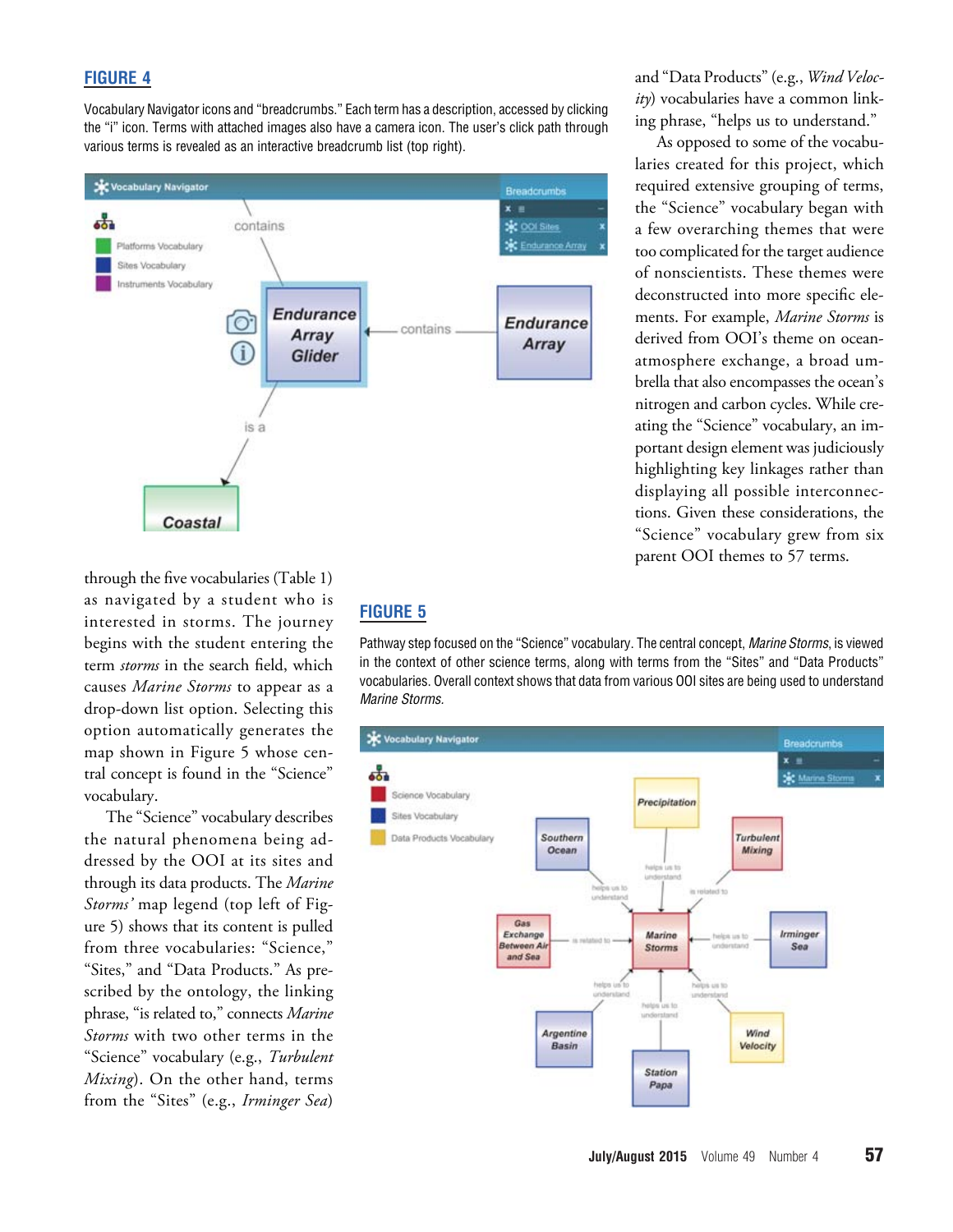## FIGURE 4

Vocabulary Navigator icons and "breadcrumbs." Each term has a description, accessed by clicking the "i" icon. Terms with attached images also have a camera icon. The user's click path through various terms is revealed as an interactive breadcrumb list (top right).

and "Data Products" (e.g., *Wind Velocity*) vocabularies have a common linking phrase, "helps us to understand."

As opposed to some of the vocabularies created for this project, which required extensive grouping of terms, the "Science" vocabulary began with a few overarching themes that were too complicated for the target audience of nonscientists. These themes were deconstructed into more specific elements. For example, *Marine Storms* is derived from OOI's theme on ocean-atmosphere exchange, a broad umbrella that also encompasses the ocean's nitrogen and carbon cycles. While creating the "Science" vocabulary, an important design element was judiciously highlighting key linkages rather than displaying all possible interconnections. Given these considerations, the "Science" vocabulary grew from six parent OOI themes to 57 terms.

through the five vocabularies (Table 1) as navigated by a student who is interested in storms. The journey begins with the student entering the term *storms* in the search field, which causes *Marine Storms* to appear as a drop-down list option. Selecting this option automatically generates the map shown in Figure 5 whose central concept is found in the "Science" vocabulary.

The "Science" vocabulary describes the natural phenomena being addressed by the OOI at its sites and through its data products. The *Marine Storms'* map legend (top left of Figure 5) shows that its content is pulled from three vocabularies: "Science," "Sites," and "Data Products." As prescribed by the ontology, the linking phrase, "is related to," connects *Marine Storms* with two other terms in the "Science" vocabulary (e.g., *Turbulent Mixing*). On the other hand, terms from the "Sites" (e.g., *Irminger Sea*)

## FIGURE 5

Pathway step focused on the "Science" vocabulary. The central concept, *Marine Storms*, is viewed in the context of other science terms, along with terms from the "Sites" and "Data Products" vocabularies. Overall context shows that data from various OOI sites are being used to understand *Marine Storms*.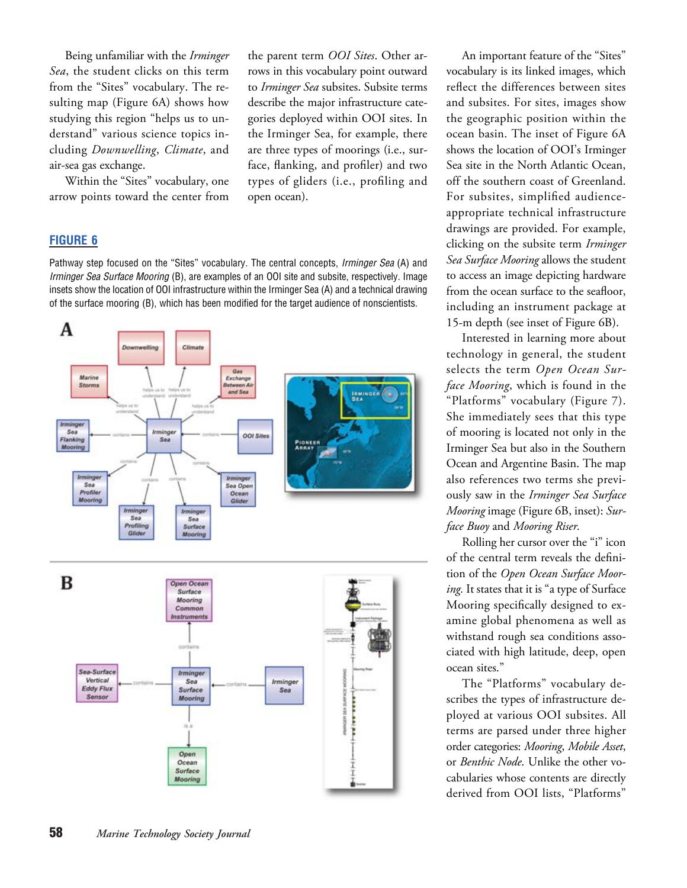Being unfamiliar with the *Irminger Sea*, the student clicks on this term from the "Sites" vocabulary. The resulting map (Figure 6A) shows how studying this region "helps us to understand" various science topics including *Downwelling*, *Climate*, and air-sea gas exchange.

Within the "Sites" vocabulary, one arrow points toward the center from the parent term *OOI Sites*. Other arrows in this vocabulary point outward to *Irminger Sea* subsites. Subsite terms describe the major infrastructure categories deployed within OOI sites. In the Irminger Sea, for example, there are three types of moorings (i.e., surface, flanking, and profiler) and two types of gliders (i.e., profiling and open ocean).

**FIGURE 6**

Pathway step focused on the "Sites" vocabulary. The central concepts, *Irminger Sea* (A) and *Irminger Sea Surface Mooring* (B), are examples of an OOI site and subsite, respectively. Image insets show the location of OOI infrastructure within the Irminger Sea (A) and a technical drawing of the surface mooring (B), which has been modified for the target audience of nonscientists.

An important feature of the "Sites" vocabulary is its linked images, which reflect the differences between sites and subsites. For sites, images show the geographic position within the ocean basin. The inset of Figure 6A shows the location of OOI's Irminger Sea site in the North Atlantic Ocean, off the southern coast of Greenland. For subsites, simplified audience-appropriate technical infrastructure drawings are provided. For example, clicking on the subsite term *Irminger Sea Surface Mooring* allows the student to access an image depicting hardware from the ocean surface to the seafloor, including an instrument package at 15-m depth (see inset of Figure 6B).

Interested in learning more about technology in general, the student selects the term *Open Ocean Surface Mooring*, which is found in the "Platforms" vocabulary (Figure 7). She immediately sees that this type of mooring is located not only in the Irminger Sea but also in the Southern Ocean and Argentine Basin. The map also references two terms she previously saw in the *Irminger Sea Surface Mooring* image (Figure 6B, inset): *Surface Buoy* and *Mooring Riser*.

Rolling her cursor over the "i" icon of the central term reveals the definition of the *Open Ocean Surface Mooring*. It states that it is "a type of Surface Mooring specifically designed to examine global phenomena as well as withstand rough sea conditions associated with high latitude, deep, open ocean sites."

The "Platforms" vocabulary describes the types of infrastructure deployed at various OOI subsites. All terms are parsed under three higher order categories: *Mooring*, *Mobile Asset*, or *Benthic Node*. Unlike the other vocabularies whose contents are directly derived from OOI lists, "Platforms"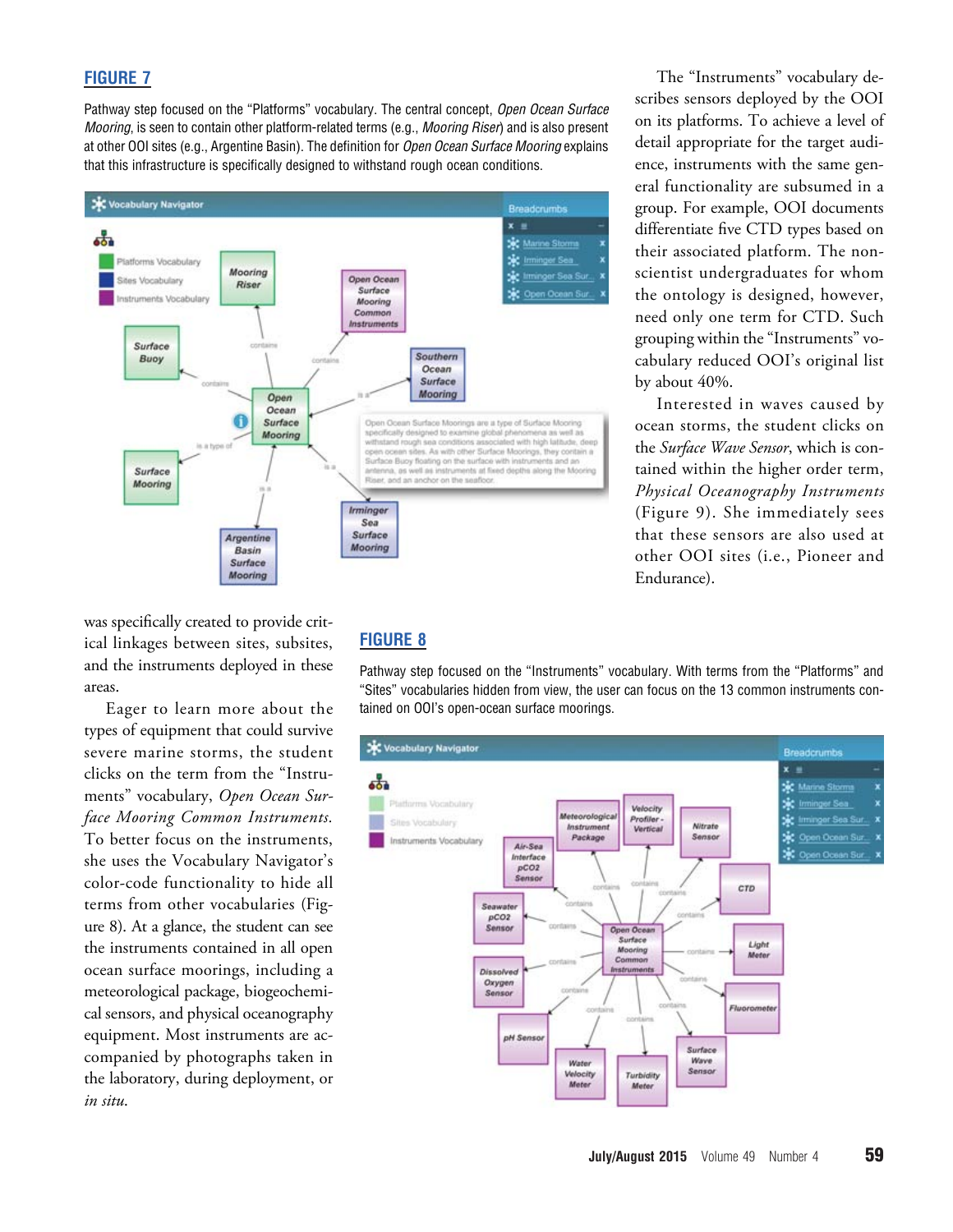## FIGURE 7

Pathway step focused on the "Platforms" vocabulary. The central concept, *Open Ocean Surface Mooring*, is seen to contain other platform-related terms (e.g., *Mooring Riser*) and is also present at other OOI sites (e.g., Argentine Basin). The definition for *Open Ocean Surface Mooring* explains that this infrastructure is specifically designed to withstand rough ocean conditions.

The "Instruments" vocabulary describes sensors deployed by the OOI on its platforms. To achieve a level of detail appropriate for the target audience, instruments with the same general functionality are subsumed in a group. For example, OOI documents differentiate five CTD types based on their associated platform. The non-scientist undergraduates for whom the ontology is designed, however, need only one term for CTD. Such grouping within the "Instruments" vocabulary reduced OOI's original list by about 40%.

Interested in waves caused by ocean storms, the student clicks on the *Surface Wave Sensor*, which is contained within the higher order term, *Physical Oceanography Instruments* (Figure 9). She immediately sees that these sensors are also used at other OOI sites (i.e., Pioneer and Endurance).

was specifically created to provide critical linkages between sites, subsites, and the instruments deployed in these areas.

Eager to learn more about the types of equipment that could survive severe marine storms, the student clicks on the term from the "Instruments" vocabulary, *Open Ocean Surface Mooring Common Instruments*. To better focus on the instruments, she uses the Vocabulary Navigator's color-code functionality to hide all terms from other vocabularies (Figure 8). At a glance, the student can see the instruments contained in all open ocean surface moorings, including a meteorological package, biogeochemical sensors, and physical oceanography equipment. Most instruments are accompanied by photographs taken in the laboratory, during deployment, or *in situ*.

## FIGURE 8

Pathway step focused on the "Instruments" vocabulary. With terms from the "Platforms" and "Sites" vocabularies hidden from view, the user can focus on the 13 common instruments contained on OOI's open-ocean surface moorings.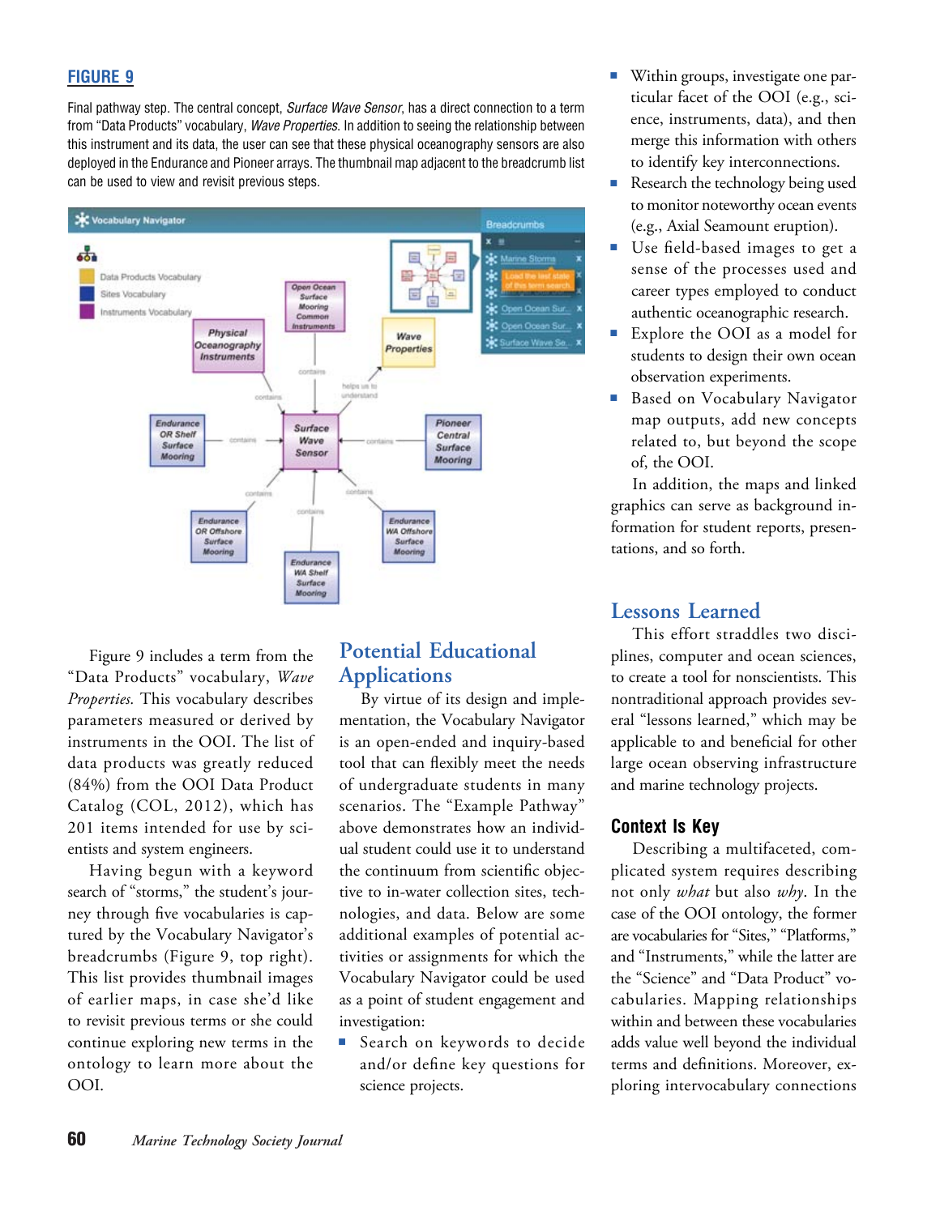**FIGURE 9**

Final pathway step. The central concept, *Surface Wave Sensor*, has a direct connection to a term from "Data Products" vocabulary, *Wave Properties*. In addition to seeing the relationship between this instrument and its data, the user can see that these physical oceanography sensors are also deployed in the Endurance and Pioneer arrays. The thumbnail map adjacent to the breadcrumb list can be used to view and revisit previous steps.

Vocabulary Navigator

Data Products Vocabulary
Sites Vocabulary
Instruments Vocabulary

Physical Oceanography Instruments
Open Ocean Surface Mooring Common Instruments
Wave Properties
Endurance OR Shelf Surface Mooring
Surface Wave Sensor
Pioneer Central Surface Mooring
Endurance OR Offshore Surface Mooring
Endurance WA Shelf Surface Mooring
Endurance WA Offshore Surface Mooring
contains
helps us to understand

Breadcrumbs
Marine Storms
Load the last state of this term search
Open Ocean Sur...
Open Ocean Sur...
Surface Wave Se...

Figure 9 includes a term from the "Data Products" vocabulary, *Wave Properties*. This vocabulary describes parameters measured or derived by instruments in the OOI. The list of data products was greatly reduced (84%) from the OOI Data Product Catalog (COL, 2012), which has 201 items intended for use by scientists and system engineers.

Having begun with a keyword search of "storms," the student's journey through five vocabularies is captured by the Vocabulary Navigator's breadcrumbs (Figure 9, top right). This list provides thumbnail images of earlier maps, in case she'd like to revisit previous terms or she could continue exploring new terms in the ontology to learn more about the OOI.

## Potential Educational Applications

By virtue of its design and implementation, the Vocabulary Navigator is an open-ended and inquiry-based tool that can flexibly meet the needs of undergraduate students in many scenarios. The "Example Pathway" above demonstrates how an individual student could use it to understand the continuum from scientific objective to in-water collection sites, technologies, and data. Below are some additional examples of potential activities or assignments for which the Vocabulary Navigator could be used as a point of student engagement and investigation:

- Search on keywords to decide and/or define key questions for science projects.
- Within groups, investigate one particular facet of the OOI (e.g., science, instruments, data), and then merge this information with others to identify key interconnections.
- Research the technology being used to monitor noteworthy ocean events (e.g., Axial Seamount eruption).
- Use field-based images to get a sense of the processes used and career types employed to conduct authentic oceanographic research.
- Explore the OOI as a model for students to design their own ocean observation experiments.
- Based on Vocabulary Navigator map outputs, add new concepts related to, but beyond the scope of, the OOI.

In addition, the maps and linked graphics can serve as background information for student reports, presentations, and so forth.

## Lessons Learned

This effort straddles two disciplines, computer and ocean sciences, to create a tool for nonscientists. This nontraditional approach provides several "lessons learned," which may be applicable to and beneficial for other large ocean observing infrastructure and marine technology projects.

### Context Is Key

Describing a multifaceted, complicated system requires describing not only *what* but also *why*. In the case of the OOI ontology, the former are vocabularies for "Sites," "Platforms," and "Instruments," while the latter are the "Science" and "Data Product" vocabularies. Mapping relationships within and between these vocabularies adds value well beyond the individual terms and definitions. Moreover, exploring intervocabulary connections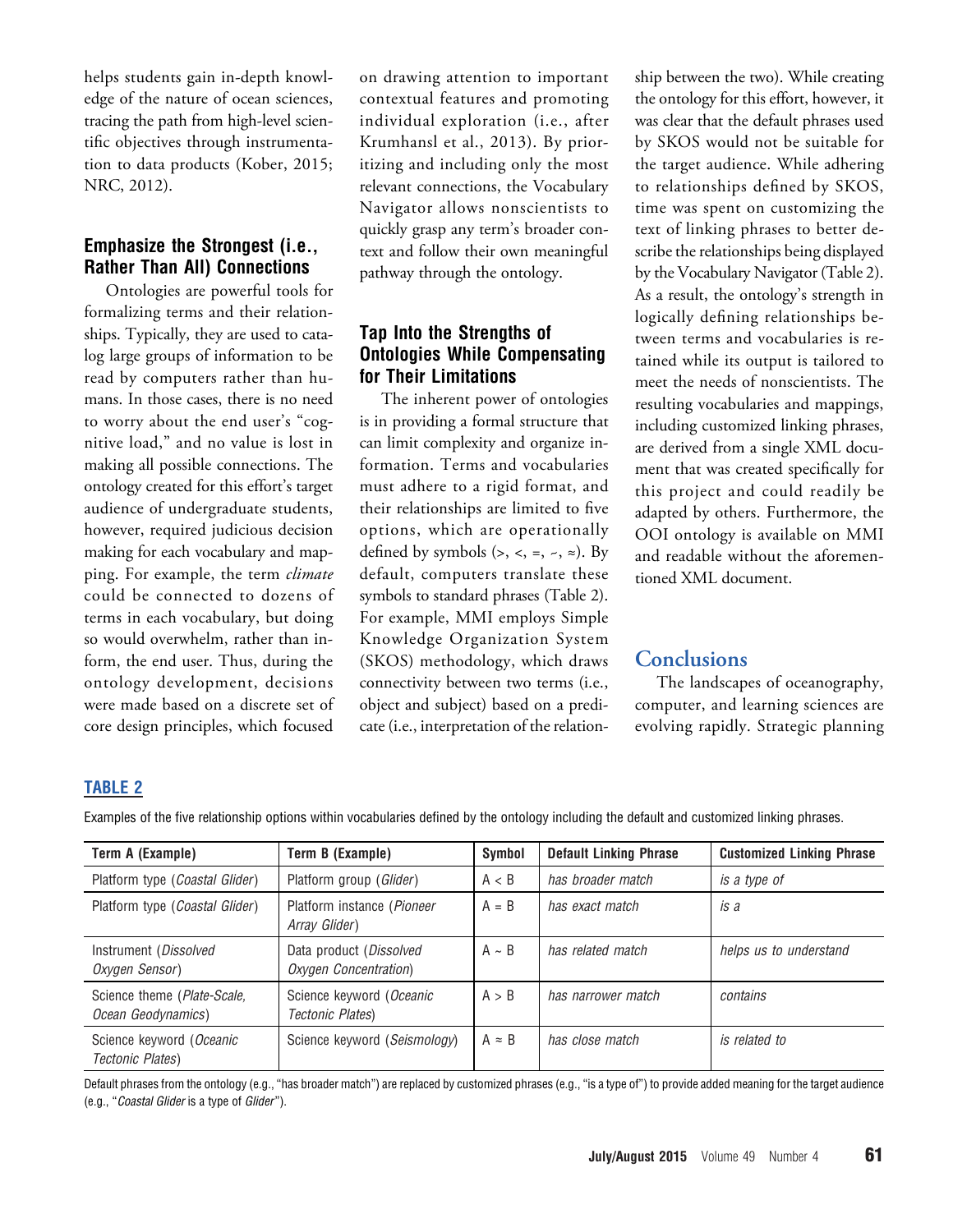helps students gain in-depth knowledge of the nature of ocean sciences, tracing the path from high-level scientific objectives through instrumentation to data products (Kober, 2015; NRC, 2012).

### Emphasize the Strongest (i.e., Rather Than All) Connections

Ontologies are powerful tools for formalizing terms and their relationships. Typically, they are used to catalog large groups of information to be read by computers rather than humans. In those cases, there is no need to worry about the end user's "cognitive load," and no value is lost in making all possible connections. The ontology created for this effort's target audience of undergraduate students, however, required judicious decision making for each vocabulary and mapping. For example, the term *climate* could be connected to dozens of terms in each vocabulary, but doing so would overwhelm, rather than inform, the end user. Thus, during the ontology development, decisions were made based on a discrete set of core design principles, which focused on drawing attention to important contextual features and promoting individual exploration (i.e., after Krumhansl et al., 2013). By prioritizing and including only the most relevant connections, the Vocabulary Navigator allows nonscientists to quickly grasp any term's broader context and follow their own meaningful pathway through the ontology.

### Tap Into the Strengths of Ontologies While Compensating for Their Limitations

The inherent power of ontologies is in providing a formal structure that can limit complexity and organize information. Terms and vocabularies must adhere to a rigid format, and their relationships are limited to five options, which are operationally defined by symbols (>, <, =, ~, ≈). By default, computers translate these symbols to standard phrases (Table 2). For example, MMI employs Simple Knowledge Organization System (SKOS) methodology, which draws connectivity between two terms (i.e., object and subject) based on a predicate (i.e., interpretation of the relationship between the two). While creating the ontology for this effort, however, it was clear that the default phrases used by SKOS would not be suitable for the target audience. While adhering to relationships defined by SKOS, time was spent on customizing the text of linking phrases to better describe the relationships being displayed by the Vocabulary Navigator (Table 2). As a result, the ontology's strength in logically defining relationships between terms and vocabularies is retained while its output is tailored to meet the needs of nonscientists. The resulting vocabularies and mappings, including customized linking phrases, are derived from a single XML document that was created specifically for this project and could readily be adapted by others. Furthermore, the OOI ontology is available on MMI and readable without the aforementioned XML document.

## Conclusions

The landscapes of oceanography, computer, and learning sciences are evolving rapidly. Strategic planning

**TABLE 2**

Examples of the five relationship options within vocabularies defined by the ontology including the default and customized linking phrases.

| Term A (Example) | Term B (Example) | Symbol | Default Linking Phrase | Customized Linking Phrase |
|---|---|---|---|---|
| Platform type (*Coastal Glider*) | Platform group (*Glider*) | A < B | *has broader match* | *is a type of* |
| Platform type (*Coastal Glider*) | Platform instance (*Pioneer Array Glider*) | A = B | *has exact match* | *is a* |
| Instrument (*Dissolved Oxygen Sensor*) | Data product (*Dissolved Oxygen Concentration*) | A ~ B | *has related match* | *helps us to understand* |
| Science theme (*Plate-Scale, Ocean Geodynamics*) | Science keyword (*Oceanic Tectonic Plates*) | A > B | *has narrower match* | *contains* |
| Science keyword (*Oceanic Tectonic Plates*) | Science keyword (*Seismology*) | A ≈ B | *has close match* | *is related to* |

Default phrases from the ontology (e.g., "has broader match") are replaced by customized phrases (e.g., "is a type of") to provide added meaning for the target audience (e.g., "*Coastal Glider* is a type of *Glider*").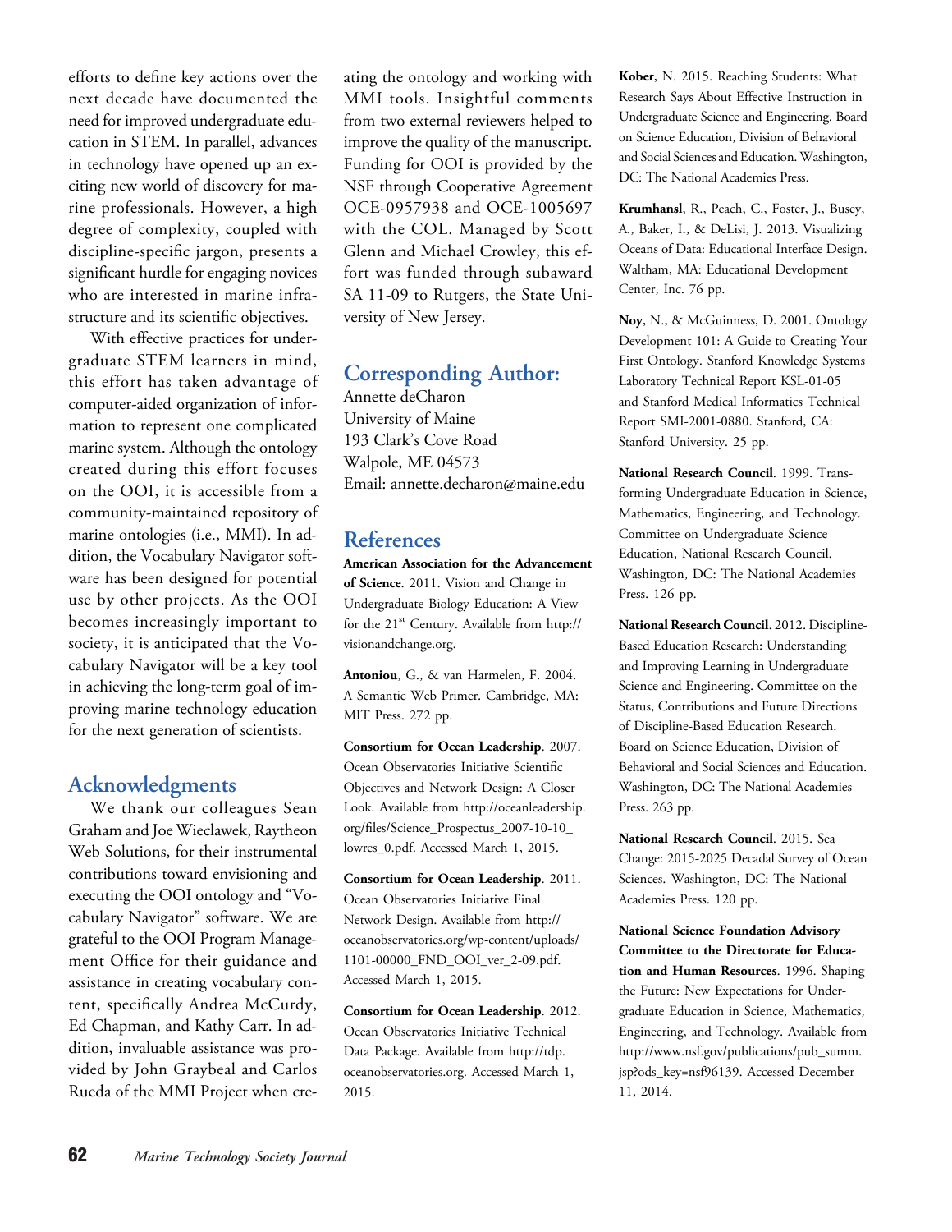efforts to define key actions over the next decade have documented the need for improved undergraduate education in STEM. In parallel, advances in technology have opened up an exciting new world of discovery for marine professionals. However, a high degree of complexity, coupled with discipline-specific jargon, presents a significant hurdle for engaging novices who are interested in marine infrastructure and its scientific objectives.

With effective practices for undergraduate STEM learners in mind, this effort has taken advantage of computer-aided organization of information to represent one complicated marine system. Although the ontology created during this effort focuses on the OOI, it is accessible from a community-maintained repository of marine ontologies (i.e., MMI). In addition, the Vocabulary Navigator software has been designed for potential use by other projects. As the OOI becomes increasingly important to society, it is anticipated that the Vocabulary Navigator will be a key tool in achieving the long-term goal of improving marine technology education for the next generation of scientists.

## Acknowledgments

We thank our colleagues Sean Graham and Joe Wieclawek, Raytheon Web Solutions, for their instrumental contributions toward envisioning and executing the OOI ontology and "Vocabulary Navigator" software. We are grateful to the OOI Program Management Office for their guidance and assistance in creating vocabulary content, specifically Andrea McCurdy, Ed Chapman, and Kathy Carr. In addition, invaluable assistance was provided by John Graybeal and Carlos Rueda of the MMI Project when creating the ontology and working with MMI tools. Insightful comments from two external reviewers helped to improve the quality of the manuscript. Funding for OOI is provided by the NSF through Cooperative Agreement OCE-0957938 and OCE-1005697 with the COL. Managed by Scott Glenn and Michael Crowley, this effort was funded through subaward SA 11-09 to Rutgers, the State University of New Jersey.

## Corresponding Author:

Annette deCharon
University of Maine
193 Clark's Cove Road
Walpole, ME 04573
Email: annette.decharon@maine.edu

## References

**American Association for the Advancement of Science**. 2011. Vision and Change in Undergraduate Biology Education: A View for the 21st Century. Available from http://visionandchange.org.

**Antoniou**, G., & van Harmelen, F. 2004. A Semantic Web Primer. Cambridge, MA: MIT Press. 272 pp.

**Consortium for Ocean Leadership**. 2007. Ocean Observatories Initiative Scientific Objectives and Network Design: A Closer Look. Available from http://oceanleadership.org/files/Science_Prospectus_2007-10-10_lowres_0.pdf. Accessed March 1, 2015.

**Consortium for Ocean Leadership**. 2011. Ocean Observatories Initiative Final Network Design. Available from http://oceanobservatories.org/wp-content/uploads/1101-00000_FND_OOI_ver_2-09.pdf. Accessed March 1, 2015.

**Consortium for Ocean Leadership**. 2012. Ocean Observatories Initiative Technical Data Package. Available from http://tdp.oceanobservatories.org. Accessed March 1, 2015.

**Kober**, N. 2015. Reaching Students: What Research Says About Effective Instruction in Undergraduate Science and Engineering. Board on Science Education, Division of Behavioral and Social Sciences and Education. Washington, DC: The National Academies Press.

**Krumhansl**, R., Peach, C., Foster, J., Busey, A., Baker, I., & DeLisi, J. 2013. Visualizing Oceans of Data: Educational Interface Design. Waltham, MA: Educational Development Center, Inc. 76 pp.

**Noy**, N., & McGuinness, D. 2001. Ontology Development 101: A Guide to Creating Your First Ontology. Stanford Knowledge Systems Laboratory Technical Report KSL-01-05 and Stanford Medical Informatics Technical Report SMI-2001-0880. Stanford, CA: Stanford University. 25 pp.

**National Research Council**. 1999. Transforming Undergraduate Education in Science, Mathematics, Engineering, and Technology. Committee on Undergraduate Science Education, National Research Council. Washington, DC: The National Academies Press. 126 pp.

**National Research Council**. 2012. Discipline-Based Education Research: Understanding and Improving Learning in Undergraduate Science and Engineering. Committee on the Status, Contributions and Future Directions of Discipline-Based Education Research. Board on Science Education, Division of Behavioral and Social Sciences and Education. Washington, DC: The National Academies Press. 263 pp.

**National Research Council**. 2015. Sea Change: 2015-2025 Decadal Survey of Ocean Sciences. Washington, DC: The National Academies Press. 120 pp.

**National Science Foundation Advisory Committee to the Directorate for Education and Human Resources**. 1996. Shaping the Future: New Expectations for Undergraduate Education in Science, Mathematics, Engineering, and Technology. Available from http://www.nsf.gov/publications/pub_summ.jsp?ods_key=nsf96139. Accessed December 11, 2014.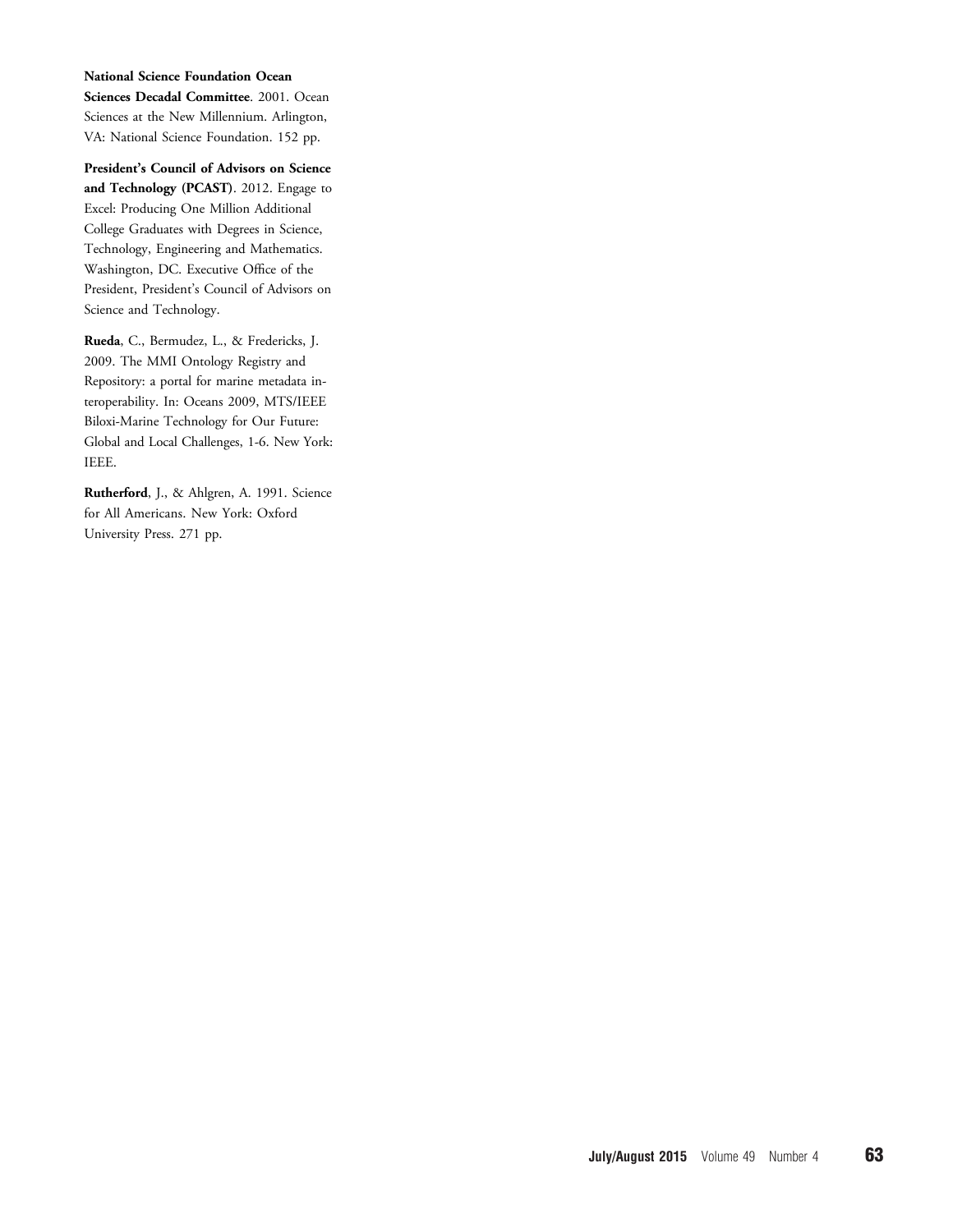**National Science Foundation Ocean Sciences Decadal Committee**. 2001. Ocean Sciences at the New Millennium. Arlington, VA: National Science Foundation. 152 pp.

**President's Council of Advisors on Science and Technology (PCAST)**. 2012. Engage to Excel: Producing One Million Additional College Graduates with Degrees in Science, Technology, Engineering and Mathematics. Washington, DC. Executive Office of the President, President's Council of Advisors on Science and Technology.

**Rueda**, C., Bermudez, L., & Fredericks, J. 2009. The MMI Ontology Registry and Repository: a portal for marine metadata interoperability. In: Oceans 2009, MTS/IEEE Biloxi-Marine Technology for Our Future: Global and Local Challenges, 1-6. New York: IEEE.

**Rutherford**, J., & Ahlgren, A. 1991. Science for All Americans. New York: Oxford University Press. 271 pp.